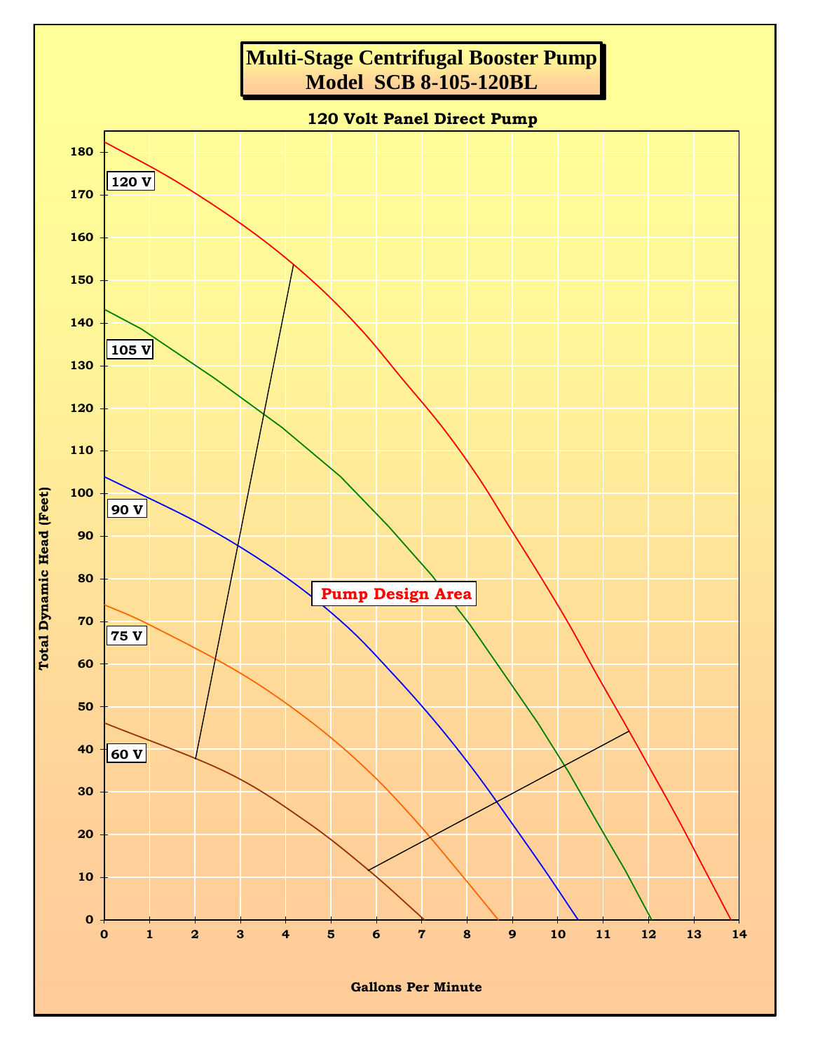# Multi-Stage Centrifugal Booster Pump
# Model SCB 8-105-120BL

**120 Volt Panel Direct Pump**

Total Dynamic Head (Feet)

120 V

105 V

90 V

75 V

60 V

Pump Design Area

Gallons Per Minute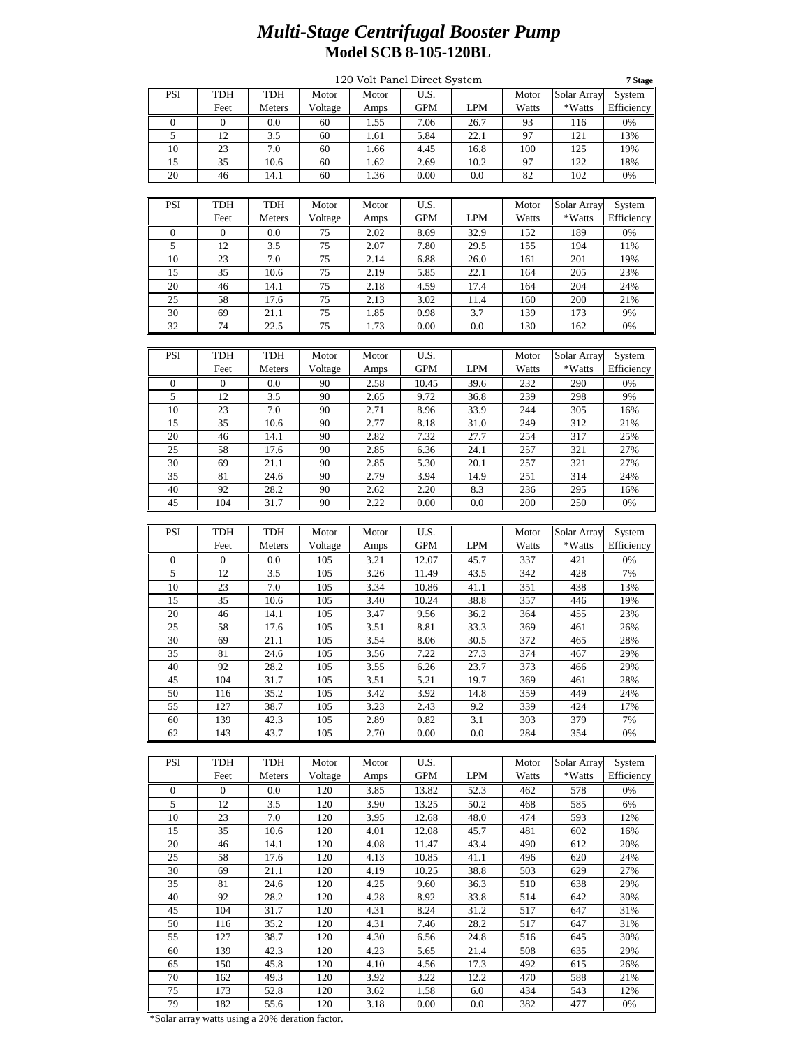# *Multi-Stage Centrifugal Booster Pump*

## Model SCB 8-105-120BL

120 Volt Panel Direct System **7 Stage**

| PSI | TDH Feet | TDH Meters | Motor Voltage | Motor Amps | U.S. GPM | LPM | Motor Watts | Solar Array *Watts | System Efficiency |
|---|---|---|---|---|---|---|---|---|---|
| 0 | 0 | 0.0 | 60 | 1.55 | 7.06 | 26.7 | 93 | 116 | 0% |
| 5 | 12 | 3.5 | 60 | 1.61 | 5.84 | 22.1 | 97 | 121 | 13% |
| 10 | 23 | 7.0 | 60 | 1.66 | 4.45 | 16.8 | 100 | 125 | 19% |
| 15 | 35 | 10.6 | 60 | 1.62 | 2.69 | 10.2 | 97 | 122 | 18% |
| 20 | 46 | 14.1 | 60 | 1.36 | 0.00 | 0.0 | 82 | 102 | 0% |

| PSI | TDH Feet | TDH Meters | Motor Voltage | Motor Amps | U.S. GPM | LPM | Motor Watts | Solar Array *Watts | System Efficiency |
|---|---|---|---|---|---|---|---|---|---|
| 0 | 0 | 0.0 | 75 | 2.02 | 8.69 | 32.9 | 152 | 189 | 0% |
| 5 | 12 | 3.5 | 75 | 2.07 | 7.80 | 29.5 | 155 | 194 | 11% |
| 10 | 23 | 7.0 | 75 | 2.14 | 6.88 | 26.0 | 161 | 201 | 19% |
| 15 | 35 | 10.6 | 75 | 2.19 | 5.85 | 22.1 | 164 | 205 | 23% |
| 20 | 46 | 14.1 | 75 | 2.18 | 4.59 | 17.4 | 164 | 204 | 24% |
| 25 | 58 | 17.6 | 75 | 2.13 | 3.02 | 11.4 | 160 | 200 | 21% |
| 30 | 69 | 21.1 | 75 | 1.85 | 0.98 | 3.7 | 139 | 173 | 9% |
| 32 | 74 | 22.5 | 75 | 1.73 | 0.00 | 0.0 | 130 | 162 | 0% |

| PSI | TDH Feet | TDH Meters | Motor Voltage | Motor Amps | U.S. GPM | LPM | Motor Watts | Solar Array *Watts | System Efficiency |
|---|---|---|---|---|---|---|---|---|---|
| 0 | 0 | 0.0 | 90 | 2.58 | 10.45 | 39.6 | 232 | 290 | 0% |
| 5 | 12 | 3.5 | 90 | 2.65 | 9.72 | 36.8 | 239 | 298 | 9% |
| 10 | 23 | 7.0 | 90 | 2.71 | 8.96 | 33.9 | 244 | 305 | 16% |
| 15 | 35 | 10.6 | 90 | 2.77 | 8.18 | 31.0 | 249 | 312 | 21% |
| 20 | 46 | 14.1 | 90 | 2.82 | 7.32 | 27.7 | 254 | 317 | 25% |
| 25 | 58 | 17.6 | 90 | 2.85 | 6.36 | 24.1 | 257 | 321 | 27% |
| 30 | 69 | 21.1 | 90 | 2.85 | 5.30 | 20.1 | 257 | 321 | 27% |
| 35 | 81 | 24.6 | 90 | 2.79 | 3.94 | 14.9 | 251 | 314 | 24% |
| 40 | 92 | 28.2 | 90 | 2.62 | 2.20 | 8.3 | 236 | 295 | 16% |
| 45 | 104 | 31.7 | 90 | 2.22 | 0.00 | 0.0 | 200 | 250 | 0% |

| PSI | TDH Feet | TDH Meters | Motor Voltage | Motor Amps | U.S. GPM | LPM | Motor Watts | Solar Array *Watts | System Efficiency |
|---|---|---|---|---|---|---|---|---|---|
| 0 | 0 | 0.0 | 105 | 3.21 | 12.07 | 45.7 | 337 | 421 | 0% |
| 5 | 12 | 3.5 | 105 | 3.26 | 11.49 | 43.5 | 342 | 428 | 7% |
| 10 | 23 | 7.0 | 105 | 3.34 | 10.86 | 41.1 | 351 | 438 | 13% |
| 15 | 35 | 10.6 | 105 | 3.40 | 10.24 | 38.8 | 357 | 446 | 19% |
| 20 | 46 | 14.1 | 105 | 3.47 | 9.56 | 36.2 | 364 | 455 | 23% |
| 25 | 58 | 17.6 | 105 | 3.51 | 8.81 | 33.3 | 369 | 461 | 26% |
| 30 | 69 | 21.1 | 105 | 3.54 | 8.06 | 30.5 | 372 | 465 | 28% |
| 35 | 81 | 24.6 | 105 | 3.56 | 7.22 | 27.3 | 374 | 467 | 29% |
| 40 | 92 | 28.2 | 105 | 3.55 | 6.26 | 23.7 | 373 | 466 | 29% |
| 45 | 104 | 31.7 | 105 | 3.51 | 5.21 | 19.7 | 369 | 461 | 28% |
| 50 | 116 | 35.2 | 105 | 3.42 | 3.92 | 14.8 | 359 | 449 | 24% |
| 55 | 127 | 38.7 | 105 | 3.23 | 2.43 | 9.2 | 339 | 424 | 17% |
| 60 | 139 | 42.3 | 105 | 2.89 | 0.82 | 3.1 | 303 | 379 | 7% |
| 62 | 143 | 43.7 | 105 | 2.70 | 0.00 | 0.0 | 284 | 354 | 0% |

| PSI | TDH Feet | TDH Meters | Motor Voltage | Motor Amps | U.S. GPM | LPM | Motor Watts | Solar Array *Watts | System Efficiency |
|---|---|---|---|---|---|---|---|---|---|
| 0 | 0 | 0.0 | 120 | 3.85 | 13.82 | 52.3 | 462 | 578 | 0% |
| 5 | 12 | 3.5 | 120 | 3.90 | 13.25 | 50.2 | 468 | 585 | 6% |
| 10 | 23 | 7.0 | 120 | 3.95 | 12.68 | 48.0 | 474 | 593 | 12% |
| 15 | 35 | 10.6 | 120 | 4.01 | 12.08 | 45.7 | 481 | 602 | 16% |
| 20 | 46 | 14.1 | 120 | 4.08 | 11.47 | 43.4 | 490 | 612 | 20% |
| 25 | 58 | 17.6 | 120 | 4.13 | 10.85 | 41.1 | 496 | 620 | 24% |
| 30 | 69 | 21.1 | 120 | 4.19 | 10.25 | 38.8 | 503 | 629 | 27% |
| 35 | 81 | 24.6 | 120 | 4.25 | 9.60 | 36.3 | 510 | 638 | 29% |
| 40 | 92 | 28.2 | 120 | 4.28 | 8.92 | 33.8 | 514 | 642 | 30% |
| 45 | 104 | 31.7 | 120 | 4.31 | 8.24 | 31.2 | 517 | 647 | 31% |
| 50 | 116 | 35.2 | 120 | 4.31 | 7.46 | 28.2 | 517 | 647 | 31% |
| 55 | 127 | 38.7 | 120 | 4.30 | 6.56 | 24.8 | 516 | 645 | 30% |
| 60 | 139 | 42.3 | 120 | 4.23 | 5.65 | 21.4 | 508 | 635 | 29% |
| 65 | 150 | 45.8 | 120 | 4.10 | 4.56 | 17.3 | 492 | 615 | 26% |
| 70 | 162 | 49.3 | 120 | 3.92 | 3.22 | 12.2 | 470 | 588 | 21% |
| 75 | 173 | 52.8 | 120 | 3.62 | 1.58 | 6.0 | 434 | 543 | 12% |
| 79 | 182 | 55.6 | 120 | 3.18 | 0.00 | 0.0 | 382 | 477 | 0% |

*Solar array watts using a 20% deration factor.